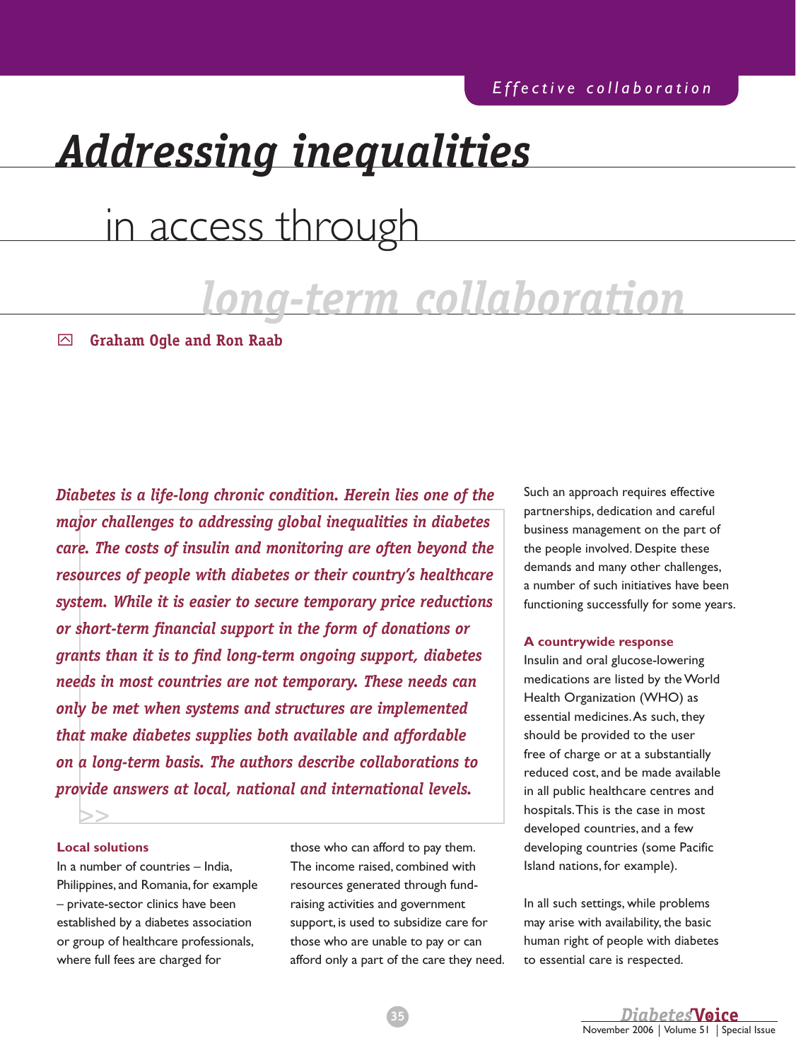Effective collaboration

# *Addressing inequalities* in access through *long-term collaboration*

**Graham Ogle and Ron Raab**

***Diabetes is a life-long chronic condition. Herein lies one of the major challenges to addressing global inequalities in diabetes care. The costs of insulin and monitoring are often beyond the resources of people with diabetes or their country's healthcare system. While it is easier to secure temporary price reductions or short-term financial support in the form of donations or grants than it is to find long-term ongoing support, diabetes needs in most countries are not temporary. These needs can only be met when systems and structures are implemented that make diabetes supplies both available and affordable on a long-term basis. The authors describe collaborations to provide answers at local, national and international levels.***

## Local solutions

In a number of countries – India, Philippines, and Romania, for example – private-sector clinics have been established by a diabetes association or group of healthcare professionals, where full fees are charged for those who can afford to pay them. The income raised, combined with resources generated through fund-raising activities and government support, is used to subsidize care for those who are unable to pay or can afford only a part of the care they need.

Such an approach requires effective partnerships, dedication and careful business management on the part of the people involved. Despite these demands and many other challenges, a number of such initiatives have been functioning successfully for some years.

## A countrywide response

Insulin and oral glucose-lowering medications are listed by the World Health Organization (WHO) as essential medicines. As such, they should be provided to the user free of charge or at a substantially reduced cost, and be made available in all public healthcare centres and hospitals. This is the case in most developed countries, and a few developing countries (some Pacific Island nations, for example).

In all such settings, while problems may arise with availability, the basic human right of people with diabetes to essential care is respected.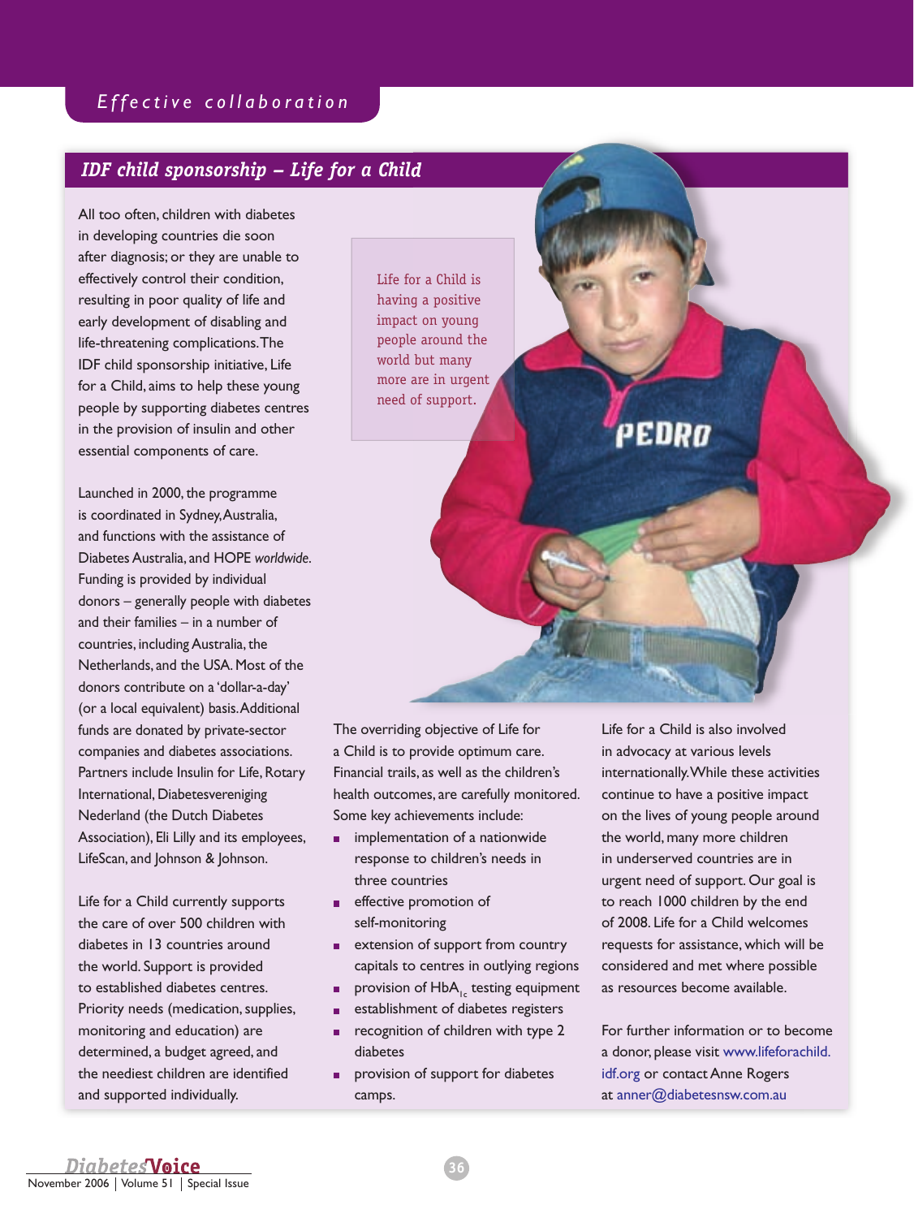## IDF child sponsorship – Life for a Child

All too often, children with diabetes in developing countries die soon after diagnosis; or they are unable to effectively control their condition, resulting in poor quality of life and early development of disabling and life-threatening complications. The IDF child sponsorship initiative, Life for a Child, aims to help these young people by supporting diabetes centres in the provision of insulin and other essential components of care.

Launched in 2000, the programme is coordinated in Sydney, Australia, and functions with the assistance of Diabetes Australia, and HOPE *worldwide*. Funding is provided by individual donors – generally people with diabetes and their families – in a number of countries, including Australia, the Netherlands, and the USA. Most of the donors contribute on a 'dollar-a-day' (or a local equivalent) basis. Additional funds are donated by private-sector companies and diabetes associations. Partners include Insulin for Life, Rotary International, Diabetesvereniging Nederland (the Dutch Diabetes Association), Eli Lilly and its employees, LifeScan, and Johnson & Johnson.

Life for a Child currently supports the care of over 500 children with diabetes in 13 countries around the world. Support is provided to established diabetes centres. Priority needs (medication, supplies, monitoring and education) are determined, a budget agreed, and the neediest children are identified and supported individually.

> Life for a Child is having a positive impact on young people around the world but many more are in urgent need of support.

The overriding objective of Life for a Child is to provide optimum care. Financial trails, as well as the children's health outcomes, are carefully monitored. Some key achievements include:

- implementation of a nationwide response to children's needs in three countries
- effective promotion of self-monitoring
- extension of support from country capitals to centres in outlying regions
- provision of $HbA_{1c}$ testing equipment
- establishment of diabetes registers
- recognition of children with type 2 diabetes
- provision of support for diabetes camps.

Life for a Child is also involved in advocacy at various levels internationally. While these activities continue to have a positive impact on the lives of young people around the world, many more children in underserved countries are in urgent need of support. Our goal is to reach 1000 children by the end of 2008. Life for a Child welcomes requests for assistance, which will be considered and met where possible as resources become available.

For further information or to become a donor, please visit www.lifeforachild.idf.org or contact Anne Rogers at anner@diabetesnsw.com.au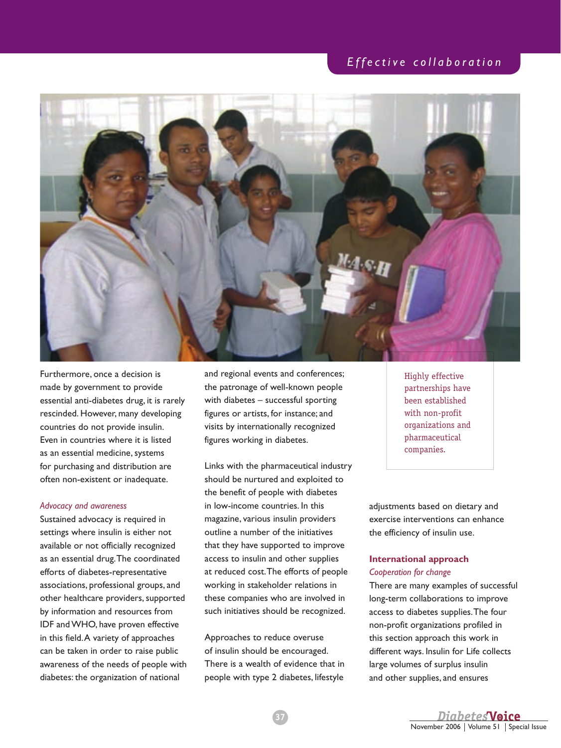Furthermore, once a decision is made by government to provide essential anti-diabetes drug, it is rarely rescinded. However, many developing countries do not provide insulin. Even in countries where it is listed as an essential medicine, systems for purchasing and distribution are often non-existent or inadequate.

*Advocacy and awareness*

Sustained advocacy is required in settings where insulin is either not available or not officially recognized as an essential drug. The coordinated efforts of diabetes-representative associations, professional groups, and other healthcare providers, supported by information and resources from IDF and WHO, have proven effective in this field. A variety of approaches can be taken in order to raise public awareness of the needs of people with diabetes: the organization of national and regional events and conferences; the patronage of well-known people with diabetes – successful sporting figures or artists, for instance; and visits by internationally recognized figures working in diabetes.

Links with the pharmaceutical industry should be nurtured and exploited to the benefit of people with diabetes in low-income countries. In this magazine, various insulin providers outline a number of the initiatives that they have supported to improve access to insulin and other supplies at reduced cost. The efforts of people working in stakeholder relations in these companies who are involved in such initiatives should be recognized.

Approaches to reduce overuse of insulin should be encouraged. There is a wealth of evidence that in people with type 2 diabetes, lifestyle adjustments based on dietary and exercise interventions can enhance the efficiency of insulin use.

> Highly effective partnerships have been established with non-profit organizations and pharmaceutical companies.

## International approach

*Cooperation for change*

There are many examples of successful long-term collaborations to improve access to diabetes supplies. The four non-profit organizations profiled in this section approach this work in different ways. Insulin for Life collects large volumes of surplus insulin and other supplies, and ensures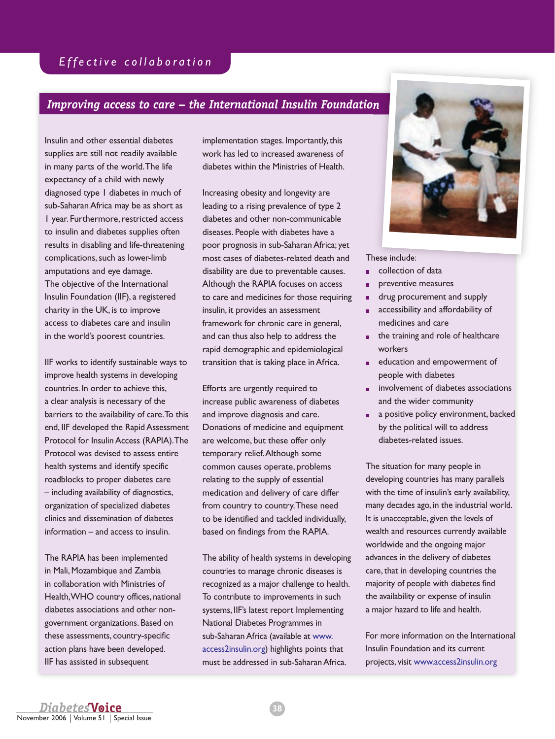## Improving access to care – the International Insulin Foundation

Insulin and other essential diabetes supplies are still not readily available in many parts of the world. The life expectancy of a child with newly diagnosed type 1 diabetes in much of sub-Saharan Africa may be as short as 1 year. Furthermore, restricted access to insulin and diabetes supplies often results in disabling and life-threatening complications, such as lower-limb amputations and eye damage. The objective of the International Insulin Foundation (IIF), a registered charity in the UK, is to improve access to diabetes care and insulin in the world's poorest countries.

IIF works to identify sustainable ways to improve health systems in developing countries. In order to achieve this, a clear analysis is necessary of the barriers to the availability of care. To this end, IIF developed the Rapid Assessment Protocol for Insulin Access (RAPIA). The Protocol was devised to assess entire health systems and identify specific roadblocks to proper diabetes care – including availability of diagnostics, organization of specialized diabetes clinics and dissemination of diabetes information – and access to insulin.

The RAPIA has been implemented in Mali, Mozambique and Zambia in collaboration with Ministries of Health, WHO country offices, national diabetes associations and other non-government organizations. Based on these assessments, country-specific action plans have been developed. IIF has assisted in subsequent implementation stages. Importantly, this work has led to increased awareness of diabetes within the Ministries of Health.

Increasing obesity and longevity are leading to a rising prevalence of type 2 diabetes and other non-communicable diseases. People with diabetes have a poor prognosis in sub-Saharan Africa; yet most cases of diabetes-related death and disability are due to preventable causes. Although the RAPIA focuses on access to care and medicines for those requiring insulin, it provides an assessment framework for chronic care in general, and can thus also help to address the rapid demographic and epidemiological transition that is taking place in Africa.

Efforts are urgently required to increase public awareness of diabetes and improve diagnosis and care. Donations of medicine and equipment are welcome, but these offer only temporary relief. Although some common causes operate, problems relating to the supply of essential medication and delivery of care differ from country to country. These need to be identified and tackled individually, based on findings from the RAPIA.

The ability of health systems in developing countries to manage chronic diseases is recognized as a major challenge to health. To contribute to improvements in such systems, IIF's latest report Implementing National Diabetes Programmes in sub-Saharan Africa (available at www.access2insulin.org) highlights points that must be addressed in sub-Saharan Africa. These include:

- collection of data
- preventive measures
- drug procurement and supply
- accessibility and affordability of medicines and care
- the training and role of healthcare workers
- education and empowerment of people with diabetes
- involvement of diabetes associations and the wider community
- a positive policy environment, backed by the political will to address diabetes-related issues.

The situation for many people in developing countries has many parallels with the time of insulin's early availability, many decades ago, in the industrial world. It is unacceptable, given the levels of wealth and resources currently available worldwide and the ongoing major advances in the delivery of diabetes care, that in developing countries the majority of people with diabetes find the availability or expense of insulin a major hazard to life and health.

For more information on the International Insulin Foundation and its current projects, visit www.access2insulin.org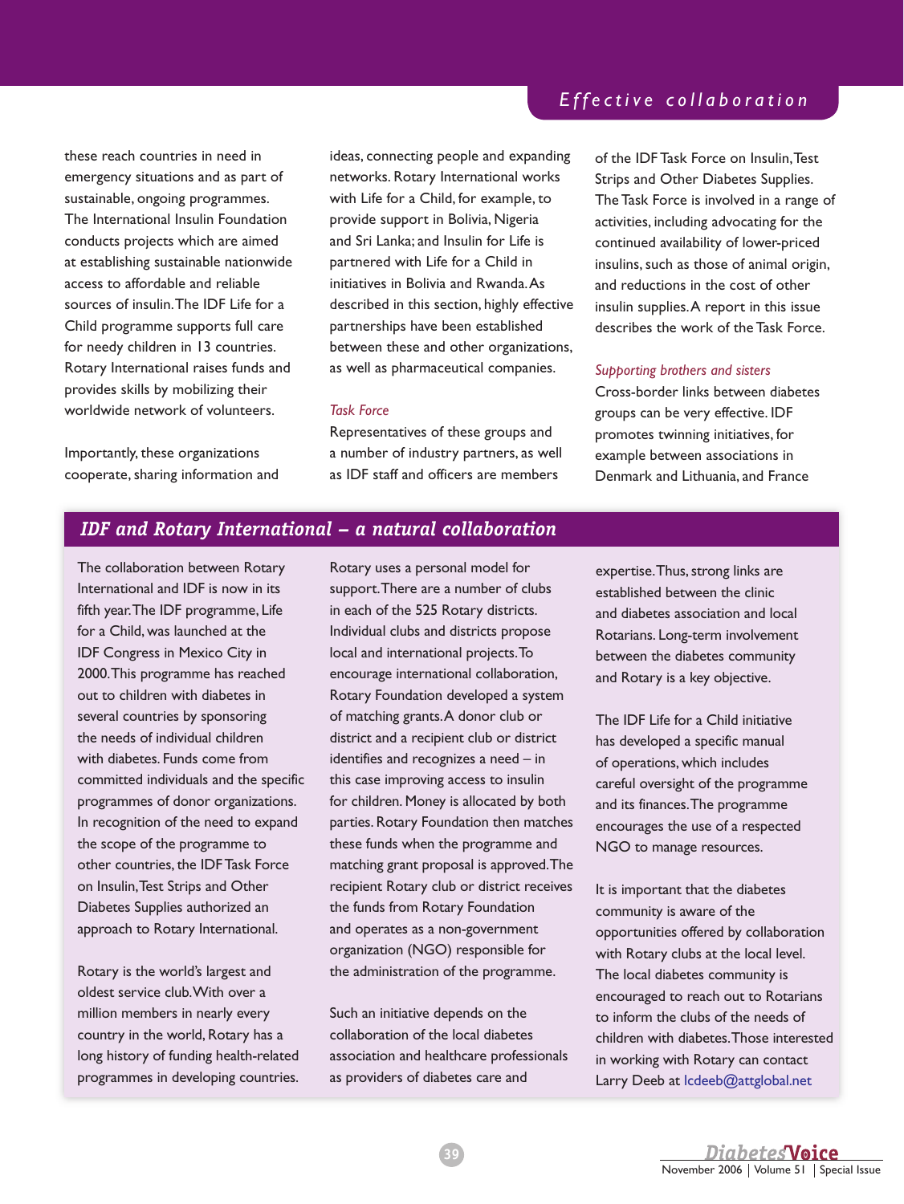these reach countries in need in emergency situations and as part of sustainable, ongoing programmes. The International Insulin Foundation conducts projects which are aimed at establishing sustainable nationwide access to affordable and reliable sources of insulin. The IDF Life for a Child programme supports full care for needy children in 13 countries. Rotary International raises funds and provides skills by mobilizing their worldwide network of volunteers.

Importantly, these organizations cooperate, sharing information and ideas, connecting people and expanding networks. Rotary International works with Life for a Child, for example, to provide support in Bolivia, Nigeria and Sri Lanka; and Insulin for Life is partnered with Life for a Child in initiatives in Bolivia and Rwanda. As described in this section, highly effective partnerships have been established between these and other organizations, as well as pharmaceutical companies.

### *Task Force*

Representatives of these groups and a number of industry partners, as well as IDF staff and officers are members of the IDF Task Force on Insulin, Test Strips and Other Diabetes Supplies. The Task Force is involved in a range of activities, including advocating for the continued availability of lower-priced insulins, such as those of animal origin, and reductions in the cost of other insulin supplies. A report in this issue describes the work of the Task Force.

### *Supporting brothers and sisters*

Cross-border links between diabetes groups can be very effective. IDF promotes twinning initiatives, for example between associations in Denmark and Lithuania, and France

## IDF and Rotary International – a natural collaboration

The collaboration between Rotary International and IDF is now in its fifth year. The IDF programme, Life for a Child, was launched at the IDF Congress in Mexico City in 2000. This programme has reached out to children with diabetes in several countries by sponsoring the needs of individual children with diabetes. Funds come from committed individuals and the specific programmes of donor organizations. In recognition of the need to expand the scope of the programme to other countries, the IDF Task Force on Insulin, Test Strips and Other Diabetes Supplies authorized an approach to Rotary International.

Rotary is the world's largest and oldest service club. With over a million members in nearly every country in the world, Rotary has a long history of funding health-related programmes in developing countries.

Rotary uses a personal model for support. There are a number of clubs in each of the 525 Rotary districts. Individual clubs and districts propose local and international projects. To encourage international collaboration, Rotary Foundation developed a system of matching grants. A donor club or district and a recipient club or district identifies and recognizes a need – in this case improving access to insulin for children. Money is allocated by both parties. Rotary Foundation then matches these funds when the programme and matching grant proposal is approved. The recipient Rotary club or district receives the funds from Rotary Foundation and operates as a non-government organization (NGO) responsible for the administration of the programme.

Such an initiative depends on the collaboration of the local diabetes association and healthcare professionals as providers of diabetes care and expertise. Thus, strong links are established between the clinic and diabetes association and local Rotarians. Long-term involvement between the diabetes community and Rotary is a key objective.

The IDF Life for a Child initiative has developed a specific manual of operations, which includes careful oversight of the programme and its finances. The programme encourages the use of a respected NGO to manage resources.

It is important that the diabetes community is aware of the opportunities offered by collaboration with Rotary clubs at the local level. The local diabetes community is encouraged to reach out to Rotarians to inform the clubs of the needs of children with diabetes. Those interested in working with Rotary can contact Larry Deeb at lcdeeb@attglobal.net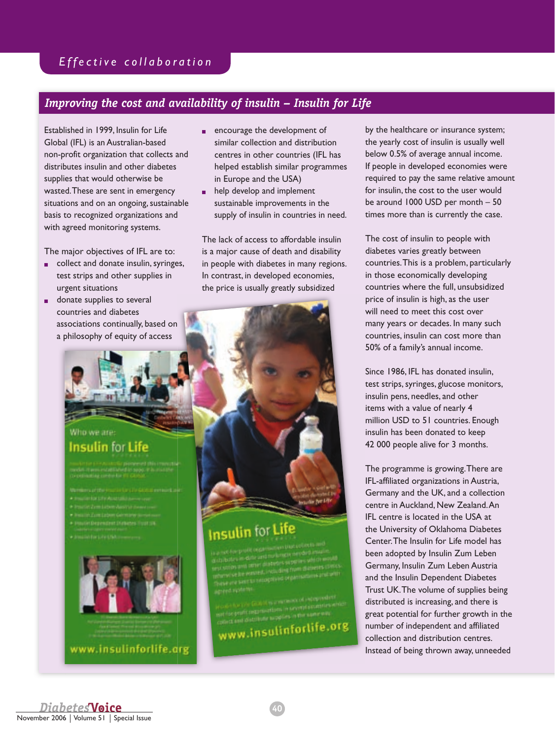## Improving the cost and availability of insulin – Insulin for Life

Established in 1999, Insulin for Life Global (IFL) is an Australian-based non-profit organization that collects and distributes insulin and other diabetes supplies that would otherwise be wasted. These are sent in emergency situations and on an ongoing, sustainable basis to recognized organizations and with agreed monitoring systems.

The major objectives of IFL are to:

- collect and donate insulin, syringes, test strips and other supplies in urgent situations
- donate supplies to several countries and diabetes associations continually, based on a philosophy of equity of access
- encourage the development of similar collection and distribution centres in other countries (IFL has helped establish similar programmes in Europe and the USA)
- help develop and implement sustainable improvements in the supply of insulin in countries in need.

The lack of access to affordable insulin is a major cause of death and disability in people with diabetes in many regions. In contrast, in developed economies, the price is usually greatly subsidized by the healthcare or insurance system; the yearly cost of insulin is usually well below 0.5% of average annual income. If people in developed economies were required to pay the same relative amount for insulin, the cost to the user would be around 1000 USD per month – 50 times more than is currently the case.

The cost of insulin to people with diabetes varies greatly between countries. This is a problem, particularly in those economically developing countries where the full, unsubsidized price of insulin is high, as the user will need to meet this cost over many years or decades. In many such countries, insulin can cost more than 50% of a family's annual income.

Since 1986, IFL has donated insulin, test strips, syringes, glucose monitors, insulin pens, needles, and other items with a value of nearly 4 million USD to 51 countries. Enough insulin has been donated to keep 42 000 people alive for 3 months.

The programme is growing. There are IFL-affiliated organizations in Austria, Germany and the UK, and a collection centre in Auckland, New Zealand. An IFL centre is located in the USA at the University of Oklahoma Diabetes Center. The Insulin for Life model has been adopted by Insulin Zum Leben Germany, Insulin Zum Leben Austria and the Insulin Dependent Diabetes Trust UK. The volume of supplies being distributed is increasing, and there is great potential for further growth in the number of independent and affiliated collection and distribution centres. Instead of being thrown away, unneeded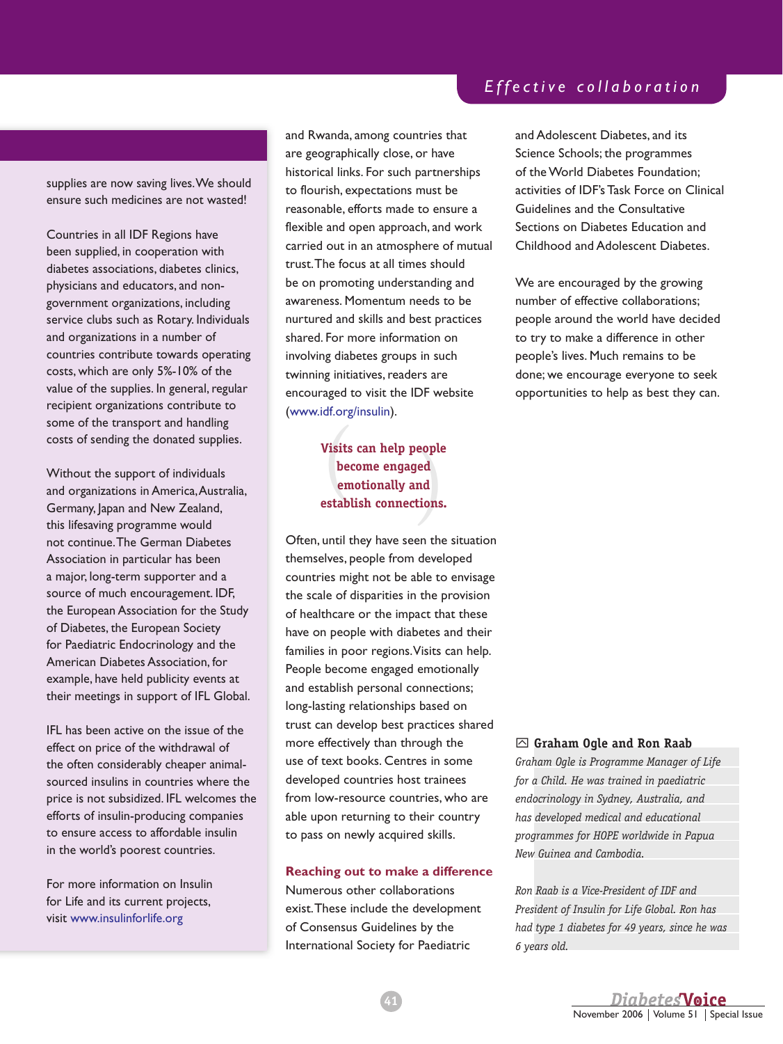supplies are now saving lives. We should ensure such medicines are not wasted!

Countries in all IDF Regions have been supplied, in cooperation with diabetes associations, diabetes clinics, physicians and educators, and non-government organizations, including service clubs such as Rotary. Individuals and organizations in a number of countries contribute towards operating costs, which are only 5%-10% of the value of the supplies. In general, regular recipient organizations contribute to some of the transport and handling costs of sending the donated supplies.

Without the support of individuals and organizations in America, Australia, Germany, Japan and New Zealand, this lifesaving programme would not continue. The German Diabetes Association in particular has been a major, long-term supporter and a source of much encouragement. IDF, the European Association for the Study of Diabetes, the European Society for Paediatric Endocrinology and the American Diabetes Association, for example, have held publicity events at their meetings in support of IFL Global.

IFL has been active on the issue of the effect on price of the withdrawal of the often considerably cheaper animal-sourced insulins in countries where the price is not subsidized. IFL welcomes the efforts of insulin-producing companies to ensure access to affordable insulin in the world's poorest countries.

For more information on Insulin for Life and its current projects, visit www.insulinforlife.org

and Rwanda, among countries that are geographically close, or have historical links. For such partnerships to flourish, expectations must be reasonable, efforts made to ensure a flexible and open approach, and work carried out in an atmosphere of mutual trust. The focus at all times should be on promoting understanding and awareness. Momentum needs to be nurtured and skills and best practices shared. For more information on involving diabetes groups in such twinning initiatives, readers are encouraged to visit the IDF website (www.idf.org/insulin).

**Visits can help people become engaged emotionally and establish connections.**

Often, until they have seen the situation themselves, people from developed countries might not be able to envisage the scale of disparities in the provision of healthcare or the impact that these have on people with diabetes and their families in poor regions. Visits can help. People become engaged emotionally and establish personal connections; long-lasting relationships based on trust can develop best practices shared more effectively than through the use of text books. Centres in some developed countries host trainees from low-resource countries, who are able upon returning to their country to pass on newly acquired skills.

## Reaching out to make a difference

Numerous other collaborations exist. These include the development of Consensus Guidelines by the International Society for Paediatric and Adolescent Diabetes, and its Science Schools; the programmes of the World Diabetes Foundation; activities of IDF's Task Force on Clinical Guidelines and the Consultative Sections on Diabetes Education and Childhood and Adolescent Diabetes.

We are encouraged by the growing number of effective collaborations; people around the world have decided to try to make a difference in other people's lives. Much remains to be done; we encourage everyone to seek opportunities to help as best they can.

**Graham Ogle and Ron Raab**

*Graham Ogle is Programme Manager of Life for a Child. He was trained in paediatric endocrinology in Sydney, Australia, and has developed medical and educational programmes for HOPE worldwide in Papua New Guinea and Cambodia.*

*Ron Raab is a Vice-President of IDF and President of Insulin for Life Global. Ron has had type 1 diabetes for 49 years, since he was 6 years old.*